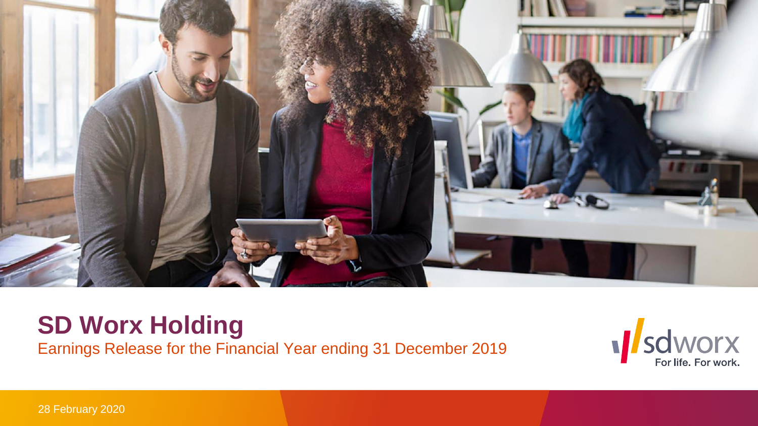# SD Worx Holding

Earnings Release for the Financial Year ending 31 December 2019

sdworx
For life. For work.

28 February 2020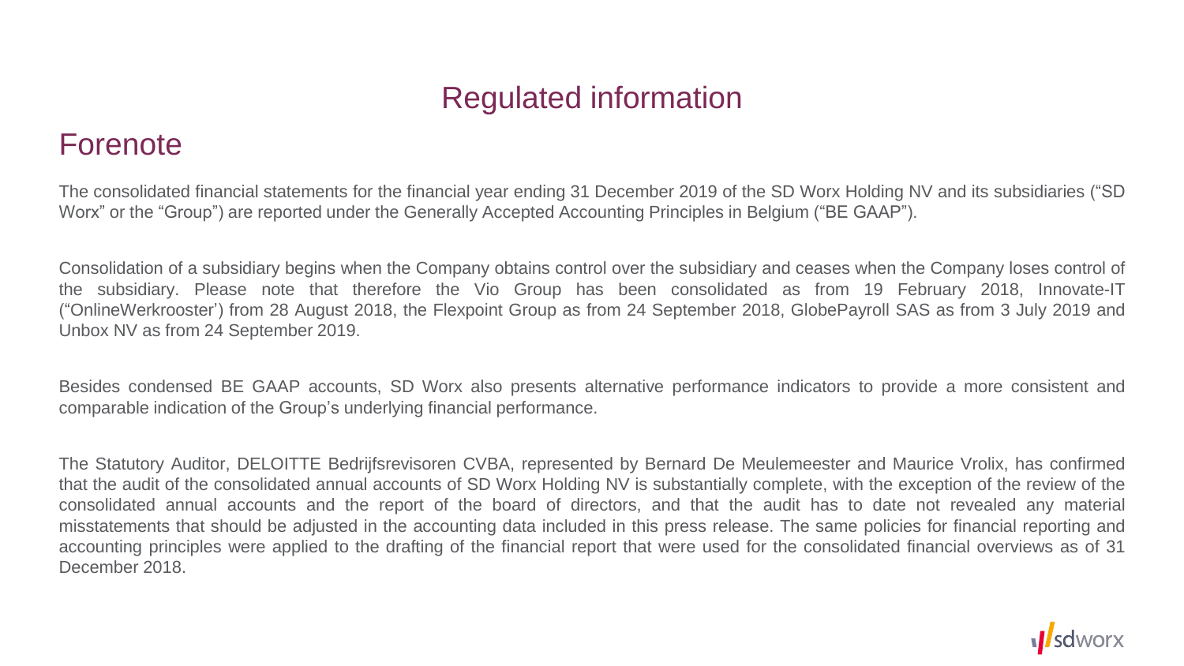# Regulated information

## Forenote

The consolidated financial statements for the financial year ending 31 December 2019 of the SD Worx Holding NV and its subsidiaries ("SD Worx" or the "Group") are reported under the Generally Accepted Accounting Principles in Belgium ("BE GAAP").

Consolidation of a subsidiary begins when the Company obtains control over the subsidiary and ceases when the Company loses control of the subsidiary. Please note that therefore the Vio Group has been consolidated as from 19 February 2018, Innovate-IT ("OnlineWerkrooster') from 28 August 2018, the Flexpoint Group as from 24 September 2018, GlobePayroll SAS as from 3 July 2019 and Unbox NV as from 24 September 2019.

Besides condensed BE GAAP accounts, SD Worx also presents alternative performance indicators to provide a more consistent and comparable indication of the Group's underlying financial performance.

The Statutory Auditor, DELOITTE Bedrijfsrevisoren CVBA, represented by Bernard De Meulemeester and Maurice Vrolix, has confirmed that the audit of the consolidated annual accounts of SD Worx Holding NV is substantially complete, with the exception of the review of the consolidated annual accounts and the report of the board of directors, and that the audit has to date not revealed any material misstatements that should be adjusted in the accounting data included in this press release. The same policies for financial reporting and accounting principles were applied to the drafting of the financial report that were used for the consolidated financial overviews as of 31 December 2018.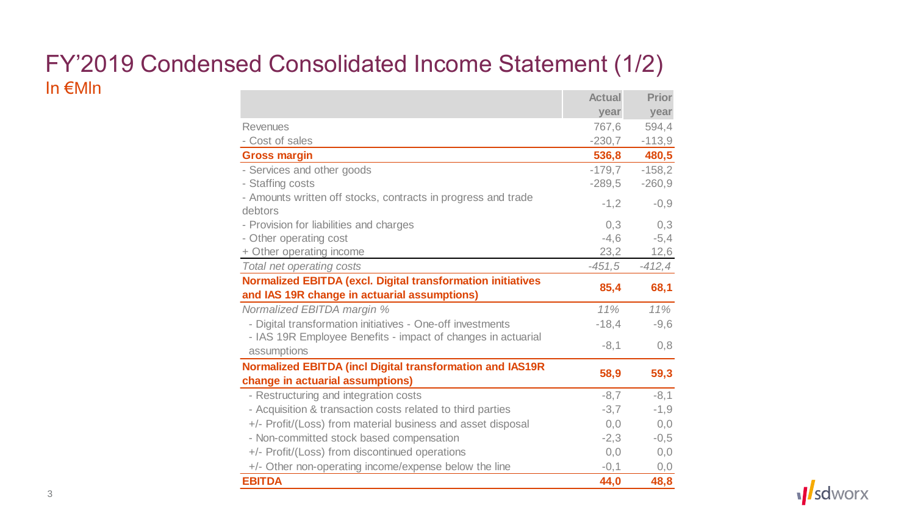# FY'2019 Condensed Consolidated Income Statement (1/2)

## In €Mln

| | Actual year | Prior year |
|---|---|---|
| Revenues | 767,6 | 594,4 |
| - Cost of sales | -230,7 | -113,9 |
| **Gross margin** | **536,8** | **480,5** |
| - Services and other goods | -179,7 | -158,2 |
| - Staffing costs | -289,5 | -260,9 |
| - Amounts written off stocks, contracts in progress and trade debtors | -1,2 | -0,9 |
| - Provision for liabilities and charges | 0,3 | 0,3 |
| - Other operating cost | -4,6 | -5,4 |
| + Other operating income | 23,2 | 12,6 |
| *Total net operating costs* | *-451,5* | *-412,4* |
| **Normalized EBITDA (excl. Digital transformation initiatives and IAS 19R change in actuarial assumptions)** | **85,4** | **68,1** |
| *Normalized EBITDA margin %* | *11%* | *11%* |
| - Digital transformation initiatives - One-off investments | -18,4 | -9,6 |
| - IAS 19R Employee Benefits - impact of changes in actuarial assumptions | -8,1 | 0,8 |
| **Normalized EBITDA (incl Digital transformation and IAS19R change in actuarial assumptions)** | **58,9** | **59,3** |
| - Restructuring and integration costs | -8,7 | -8,1 |
| - Acquisition & transaction costs related to third parties | -3,7 | -1,9 |
| +/- Profit/(Loss) from material business and asset disposal | 0,0 | 0,0 |
| - Non-committed stock based compensation | -2,3 | -0,5 |
| +/- Profit/(Loss) from discontinued operations | 0,0 | 0,0 |
| +/- Other non-operating income/expense below the line | -0,1 | 0,0 |
| **EBITDA** | **44,0** | **48,8** |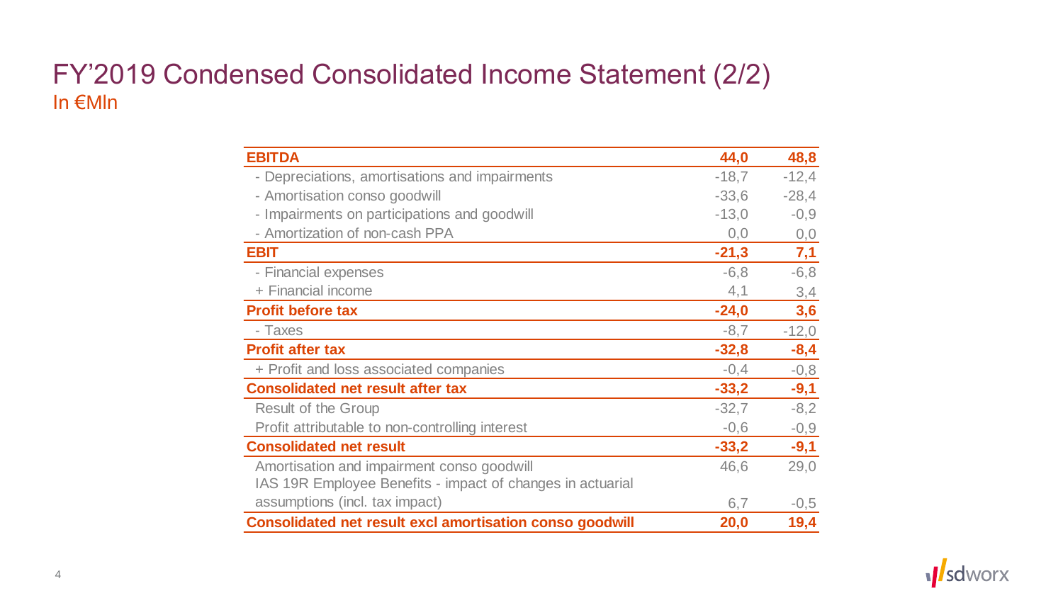# FY'2019 Condensed Consolidated Income Statement (2/2)

In €Mln

| | | |
|---|---|---|
| **EBITDA** | **44,0** | **48,8** |
| - Depreciations, amortisations and impairments | -18,7 | -12,4 |
| - Amortisation conso goodwill | -33,6 | -28,4 |
| - Impairments on participations and goodwill | -13,0 | -0,9 |
| - Amortization of non-cash PPA | 0,0 | 0,0 |
| **EBIT** | **-21,3** | **7,1** |
| - Financial expenses | -6,8 | -6,8 |
| + Financial income | 4,1 | 3,4 |
| **Profit before tax** | **-24,0** | **3,6** |
| - Taxes | -8,7 | -12,0 |
| **Profit after tax** | **-32,8** | **-8,4** |
| + Profit and loss associated companies | -0,4 | -0,8 |
| **Consolidated net result after tax** | **-33,2** | **-9,1** |
| Result of the Group | -32,7 | -8,2 |
| Profit attributable to non-controlling interest | -0,6 | -0,9 |
| **Consolidated net result** | **-33,2** | **-9,1** |
| Amortisation and impairment conso goodwill | 46,6 | 29,0 |
| IAS 19R Employee Benefits - impact of changes in actuarial assumptions (incl. tax impact) | 6,7 | -0,5 |
| **Consolidated net result excl amortisation conso goodwill** | **20,0** | **19,4** |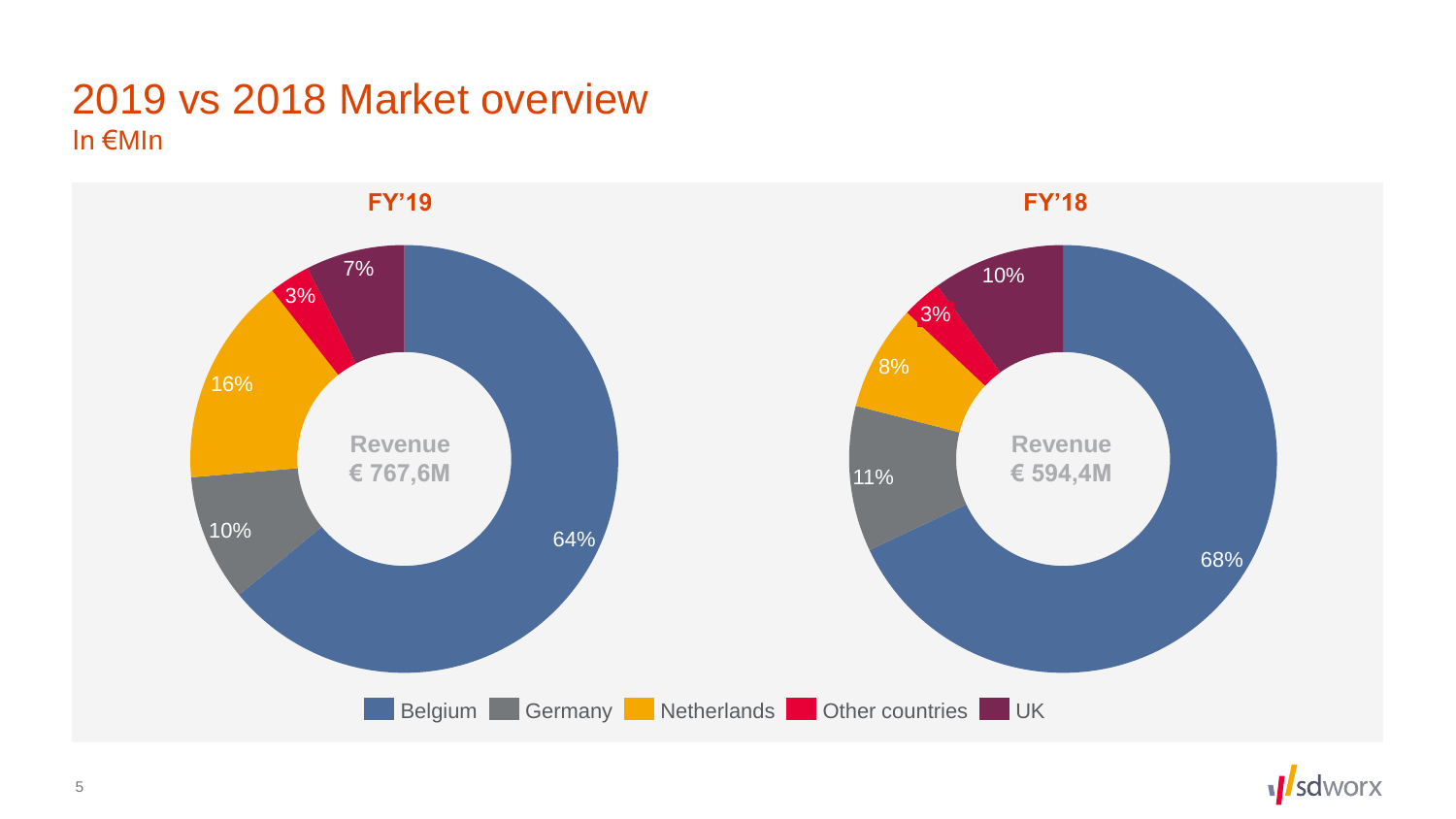# 2019 vs 2018 Market overview

## In €Mln

| Market | FY'19 | FY'18 |
|---|---|---|
| Belgium | 64% | 68% |
| Germany | 10% | 11% |
| Netherlands | 16% | 8% |
| Other countries | 3% | 3% |
| UK | 7% | 10% |
| **Revenue** | **€ 767,6M** | **€ 594,4M** |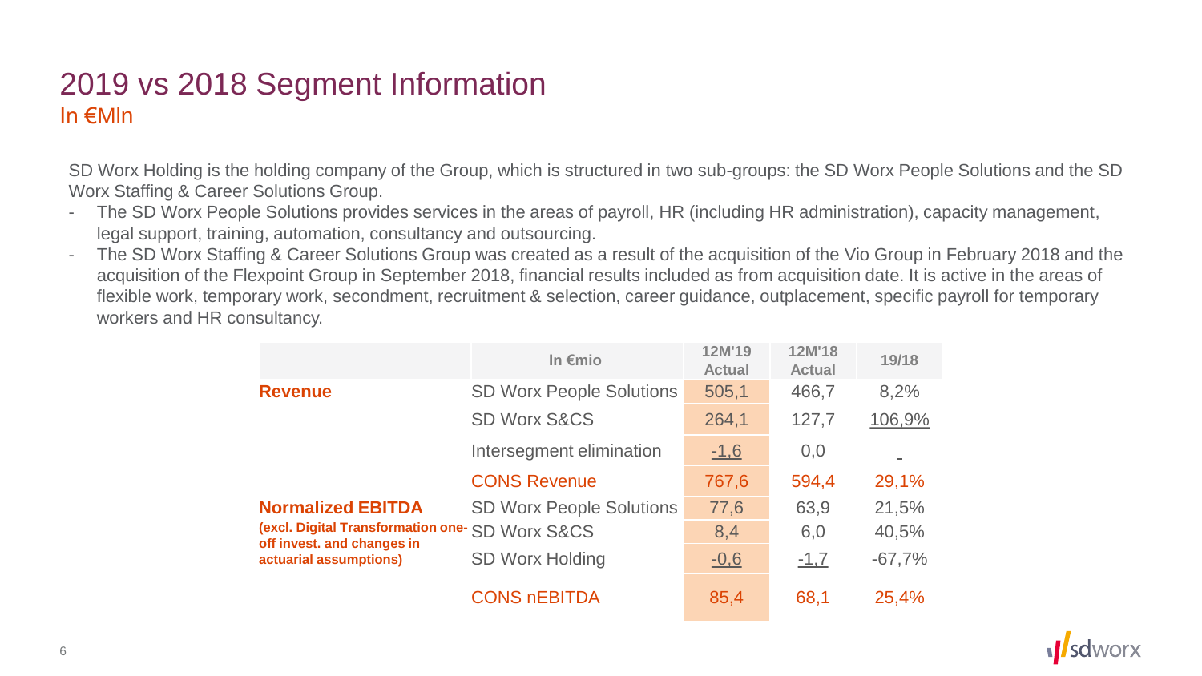# 2019 vs 2018 Segment Information

## In €Mln

SD Worx Holding is the holding company of the Group, which is structured in two sub-groups: the SD Worx People Solutions and the SD Worx Staffing & Career Solutions Group.

- The SD Worx People Solutions provides services in the areas of payroll, HR (including HR administration), capacity management, legal support, training, automation, consultancy and outsourcing.
- The SD Worx Staffing & Career Solutions Group was created as a result of the acquisition of the Vio Group in February 2018 and the acquisition of the Flexpoint Group in September 2018, financial results included as from acquisition date. It is active in the areas of flexible work, temporary work, secondment, recruitment & selection, career guidance, outplacement, specific payroll for temporary workers and HR consultancy.

| | In €mio | 12M'19 Actual | 12M'18 Actual | 19/18 |
|---|---|---|---|---|
| **Revenue** | SD Worx People Solutions | 505,1 | 466,7 | 8,2% |
| | SD Worx S&CS | 264,1 | 127,7 | 106,9% |
| | Intersegment elimination | -1,6 | 0,0 | - |
| | CONS Revenue | 767,6 | 594,4 | 29,1% |
| **Normalized EBITDA** | SD Worx People Solutions | 77,6 | 63,9 | 21,5% |
| **(excl. Digital Transformation one-off invest. and changes in actuarial assumptions)** | SD Worx S&CS | 8,4 | 6,0 | 40,5% |
| | SD Worx Holding | -0,6 | -1,7 | -67,7% |
| | CONS nEBITDA | 85,4 | 68,1 | 25,4% |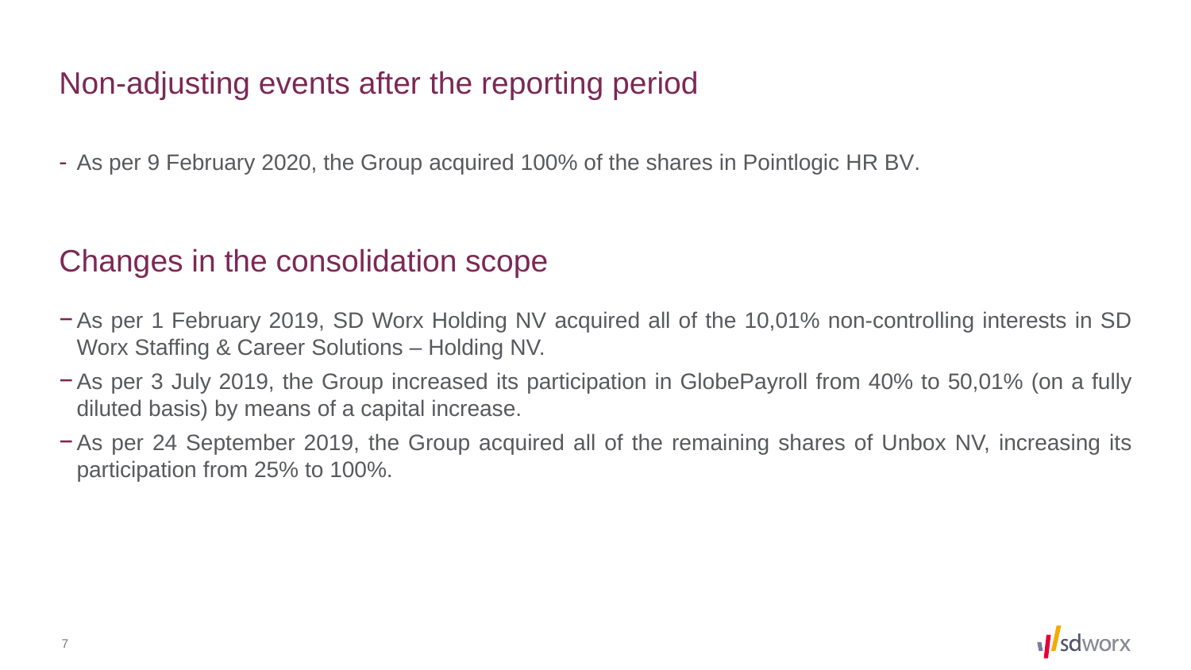## Non-adjusting events after the reporting period

- As per 9 February 2020, the Group acquired 100% of the shares in Pointlogic HR BV.

## Changes in the consolidation scope

- As per 1 February 2019, SD Worx Holding NV acquired all of the 10,01% non-controlling interests in SD Worx Staffing & Career Solutions – Holding NV.
- As per 3 July 2019, the Group increased its participation in GlobePayroll from 40% to 50,01% (on a fully diluted basis) by means of a capital increase.
- As per 24 September 2019, the Group acquired all of the remaining shares of Unbox NV, increasing its participation from 25% to 100%.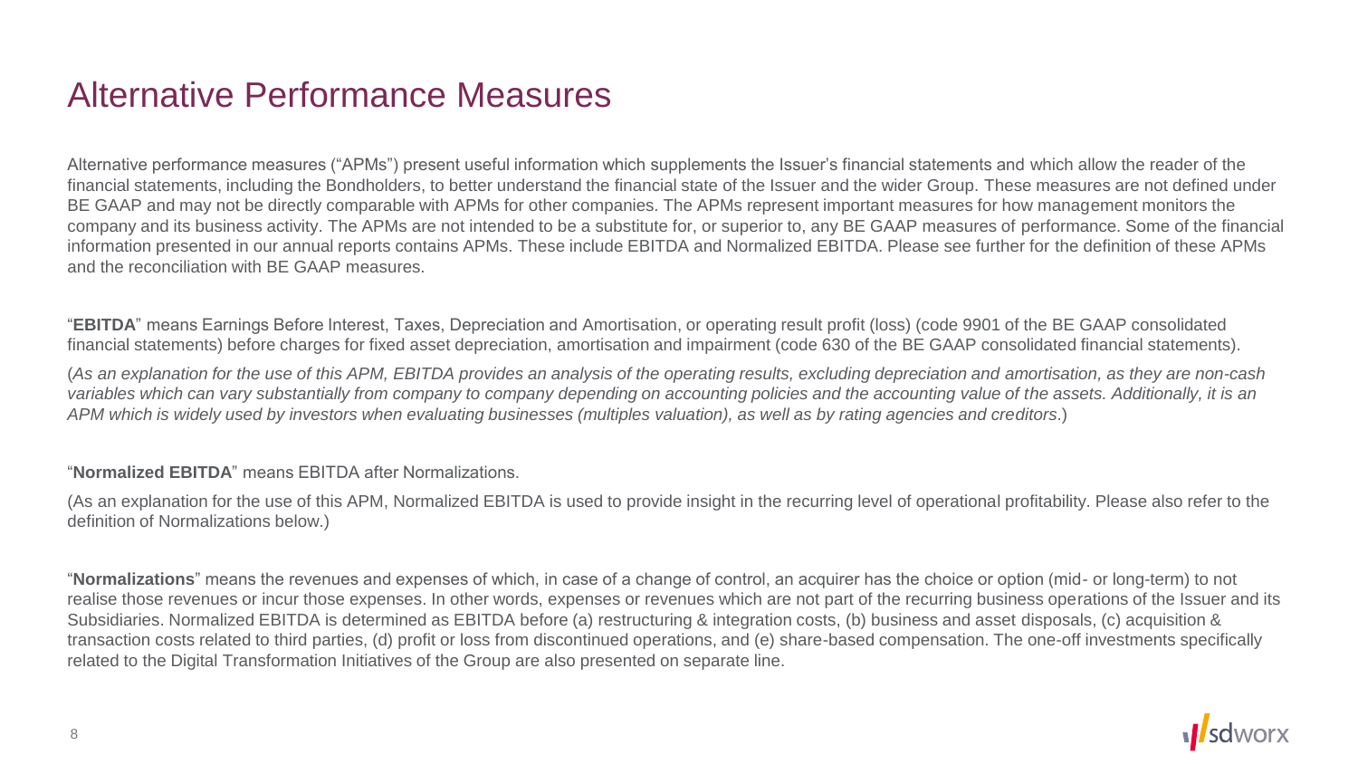# Alternative Performance Measures

Alternative performance measures ("APMs") present useful information which supplements the Issuer's financial statements and which allow the reader of the financial statements, including the Bondholders, to better understand the financial state of the Issuer and the wider Group. These measures are not defined under BE GAAP and may not be directly comparable with APMs for other companies. The APMs represent important measures for how management monitors the company and its business activity. The APMs are not intended to be a substitute for, or superior to, any BE GAAP measures of performance. Some of the financial information presented in our annual reports contains APMs. These include EBITDA and Normalized EBITDA. Please see further for the definition of these APMs and the reconciliation with BE GAAP measures.

"**EBITDA**" means Earnings Before Interest, Taxes, Depreciation and Amortisation, or operating result profit (loss) (code 9901 of the BE GAAP consolidated financial statements) before charges for fixed asset depreciation, amortisation and impairment (code 630 of the BE GAAP consolidated financial statements).

(*As an explanation for the use of this APM, EBITDA provides an analysis of the operating results, excluding depreciation and amortisation, as they are non-cash variables which can vary substantially from company to company depending on accounting policies and the accounting value of the assets. Additionally, it is an APM which is widely used by investors when evaluating businesses (multiples valuation), as well as by rating agencies and creditors*.)

"**Normalized EBITDA**" means EBITDA after Normalizations.

(As an explanation for the use of this APM, Normalized EBITDA is used to provide insight in the recurring level of operational profitability. Please also refer to the definition of Normalizations below.)

"**Normalizations**" means the revenues and expenses of which, in case of a change of control, an acquirer has the choice or option (mid- or long-term) to not realise those revenues or incur those expenses. In other words, expenses or revenues which are not part of the recurring business operations of the Issuer and its Subsidiaries. Normalized EBITDA is determined as EBITDA before (a) restructuring & integration costs, (b) business and asset disposals, (c) acquisition & transaction costs related to third parties, (d) profit or loss from discontinued operations, and (e) share-based compensation. The one-off investments specifically related to the Digital Transformation Initiatives of the Group are also presented on separate line.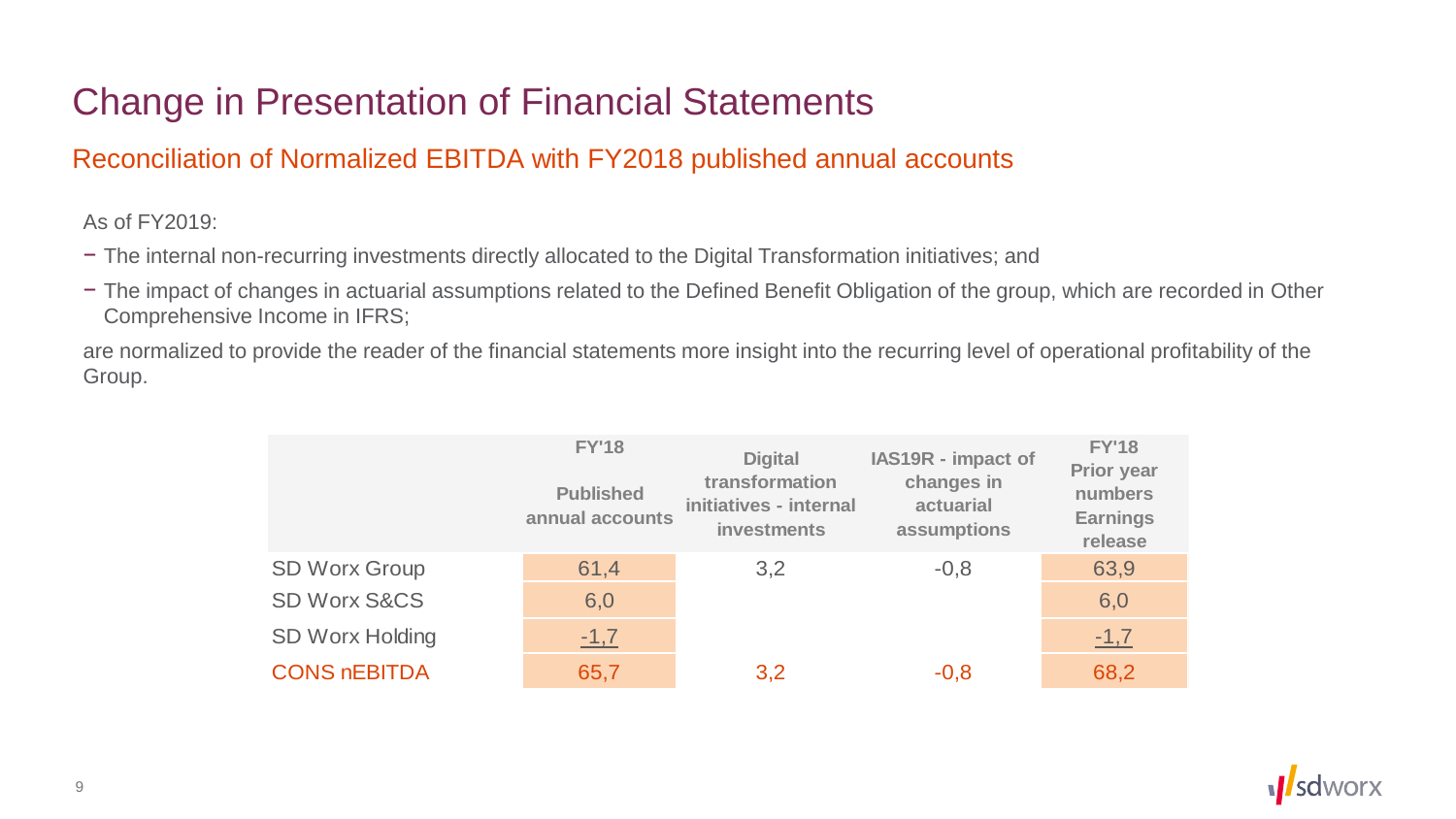# Change in Presentation of Financial Statements

## Reconciliation of Normalized EBITDA with FY2018 published annual accounts

As of FY2019:

- The internal non-recurring investments directly allocated to the Digital Transformation initiatives; and
- The impact of changes in actuarial assumptions related to the Defined Benefit Obligation of the group, which are recorded in Other Comprehensive Income in IFRS;

are normalized to provide the reader of the financial statements more insight into the recurring level of operational profitability of the Group.

| | FY'18 Published annual accounts | Digital transformation initiatives - internal investments | IAS19R - impact of changes in actuarial assumptions | FY'18 Prior year numbers Earnings release |
|---|---|---|---|---|
| SD Worx Group | 61,4 | 3,2 | -0,8 | 63,9 |
| SD Worx S&CS | 6,0 | | | 6,0 |
| SD Worx Holding | -1,7 | | | -1,7 |
| CONS nEBITDA | 65,7 | 3,2 | -0,8 | 68,2 |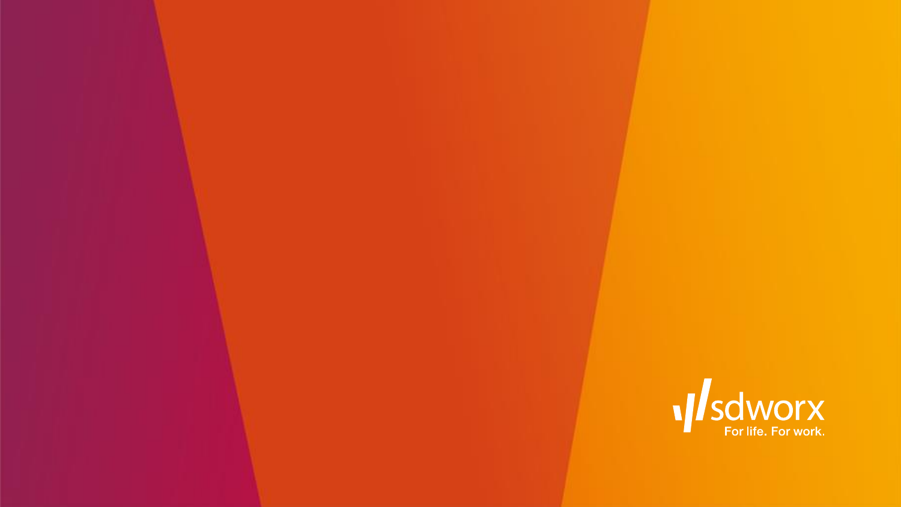sdworx

For life. For work.